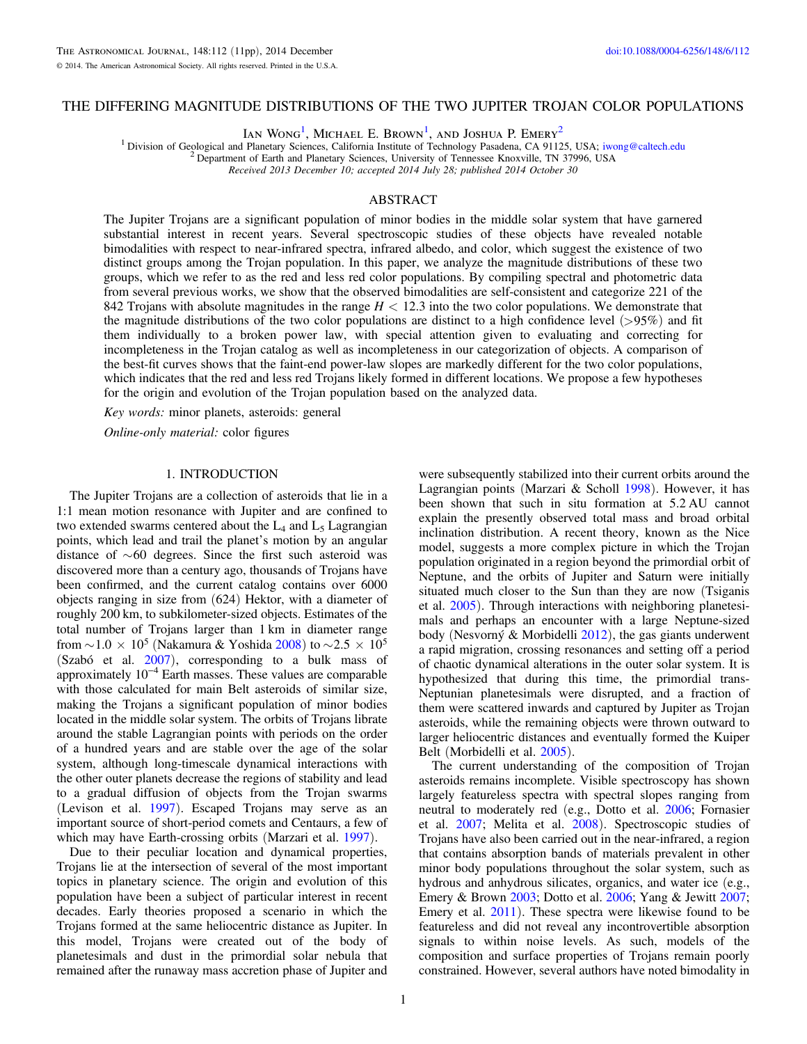# THE DIFFERING MAGNITUDE DISTRIBUTIONS OF THE TWO JUPITER TROJAN COLOR POPULATIONS

Ian Wong[1], Michael E. Brown[1], and Joshua P. Emery[2]

[1] Division of Geological and Planetary Sciences, California Institute of Technology Pasadena, CA 91125, USA; iwong@caltech.edu
[2] Department of Earth and Planetary Sciences, University of Tennessee Knoxville, TN 37996, USA

*Received 2013 December 10; accepted 2014 July 28; published 2014 October 30*

## ABSTRACT

The Jupiter Trojans are a significant population of minor bodies in the middle solar system that have garnered substantial interest in recent years. Several spectroscopic studies of these objects have revealed notable bimodalities with respect to near-infrared spectra, infrared albedo, and color, which suggest the existence of two distinct groups among the Trojan population. In this paper, we analyze the magnitude distributions of these two groups, which we refer to as the red and less red color populations. By compiling spectral and photometric data from several previous works, we show that the observed bimodalities are self-consistent and categorize 221 of the 842 Trojans with absolute magnitudes in the range $H < 12.3$ into the two color populations. We demonstrate that the magnitude distributions of the two color populations are distinct to a high confidence level (>95%) and fit them individually to a broken power law, with special attention given to evaluating and correcting for incompleteness in the Trojan catalog as well as incompleteness in our categorization of objects. A comparison of the best-fit curves shows that the faint-end power-law slopes are markedly different for the two color populations, which indicates that the red and less red Trojans likely formed in different locations. We propose a few hypotheses for the origin and evolution of the Trojan population based on the analyzed data.

*Key words:* minor planets, asteroids: general

*Online-only material:* color figures

## 1. INTRODUCTION

The Jupiter Trojans are a collection of asteroids that lie in a 1:1 mean motion resonance with Jupiter and are confined to two extended swarms centered about the $L_4$ and $L_5$ Lagrangian points, which lead and trail the planet's motion by an angular distance of ~60 degrees. Since the first such asteroid was discovered more than a century ago, thousands of Trojans have been confirmed, and the current catalog contains over 6000 objects ranging in size from (624) Hektor, with a diameter of roughly 200 km, to subkilometer-sized objects. Estimates of the total number of Trojans larger than 1 km in diameter range from $\sim 1.0 \times 10^5$ (Nakamura & Yoshida 2008) to $\sim 2.5 \times 10^5$ (Szabó et al. 2007), corresponding to a bulk mass of approximately $10^{-4}$ Earth masses. These values are comparable with those calculated for main Belt asteroids of similar size, making the Trojans a significant population of minor bodies located in the middle solar system. The orbits of Trojans librate around the stable Lagrangian points with periods on the order of a hundred years and are stable over the age of the solar system, although long-timescale dynamical interactions with the other outer planets decrease the regions of stability and lead to a gradual diffusion of objects from the Trojan swarms (Levison et al. 1997). Escaped Trojans may serve as an important source of short-period comets and Centaurs, a few of which may have Earth-crossing orbits (Marzari et al. 1997).

Due to their peculiar location and dynamical properties, Trojans lie at the intersection of several of the most important topics in planetary science. The origin and evolution of this population have been a subject of particular interest in recent decades. Early theories proposed a scenario in which the Trojans formed at the same heliocentric distance as Jupiter. In this model, Trojans were created out of the body of planetesimals and dust in the primordial solar nebula that remained after the runaway mass accretion phase of Jupiter and were subsequently stabilized into their current orbits around the Lagrangian points (Marzari & Scholl 1998). However, it has been shown that such in situ formation at 5.2 AU cannot explain the presently observed total mass and broad orbital inclination distribution. A recent theory, known as the Nice model, suggests a more complex picture in which the Trojan population originated in a region beyond the primordial orbit of Neptune, and the orbits of Jupiter and Saturn were initially situated much closer to the Sun than they are now (Tsiganis et al. 2005). Through interactions with neighboring planetesimals and perhaps an encounter with a large Neptune-sized body (Nesvorný & Morbidelli 2012), the gas giants underwent a rapid migration, crossing resonances and setting off a period of chaotic dynamical alterations in the outer solar system. It is hypothesized that during this time, the primordial trans-Neptunian planetesimals were disrupted, and a fraction of them were scattered inwards and captured by Jupiter as Trojan asteroids, while the remaining objects were thrown outward to larger heliocentric distances and eventually formed the Kuiper Belt (Morbidelli et al. 2005).

The current understanding of the composition of Trojan asteroids remains incomplete. Visible spectroscopy has shown largely featureless spectra with spectral slopes ranging from neutral to moderately red (e.g., Dotto et al. 2006; Fornasier et al. 2007; Melita et al. 2008). Spectroscopic studies of Trojans have also been carried out in the near-infrared, a region that contains absorption bands of materials prevalent in other minor body populations throughout the solar system, such as hydrous and anhydrous silicates, organics, and water ice (e.g., Emery & Brown 2003; Dotto et al. 2006; Yang & Jewitt 2007; Emery et al. 2011). These spectra were likewise found to be featureless and did not reveal any incontrovertible absorption signals to within noise levels. As such, models of the composition and surface properties of Trojans remain poorly constrained. However, several authors have noted bimodality in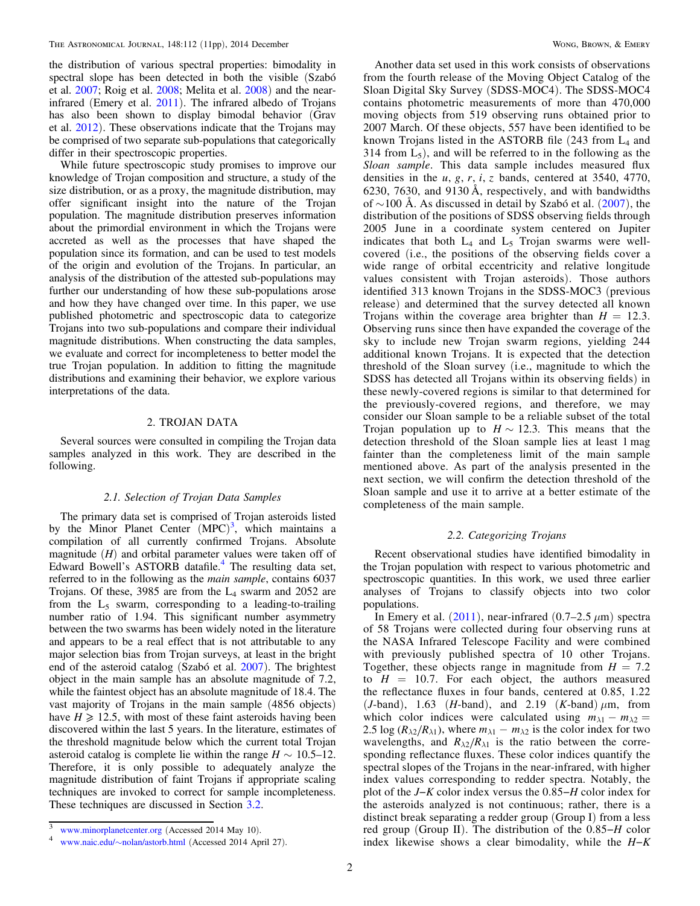the distribution of various spectral properties: bimodality in spectral slope has been detected in both the visible (Szabó et al. 2007; Roig et al. 2008; Melita et al. 2008) and the near-infrared (Emery et al. 2011). The infrared albedo of Trojans has also been shown to display bimodal behavior (Grav et al. 2012). These observations indicate that the Trojans may be comprised of two separate sub-populations that categorically differ in their spectroscopic properties.

While future spectroscopic study promises to improve our knowledge of Trojan composition and structure, a study of the size distribution, or as a proxy, the magnitude distribution, may offer significant insight into the nature of the Trojan population. The magnitude distribution preserves information about the primordial environment in which the Trojans were accreted as well as the processes that have shaped the population since its formation, and can be used to test models of the origin and evolution of the Trojans. In particular, an analysis of the distribution of the attested sub-populations may further our understanding of how these sub-populations arose and how they have changed over time. In this paper, we use published photometric and spectroscopic data to categorize Trojans into two sub-populations and compare their individual magnitude distributions. When constructing the data samples, we evaluate and correct for incompleteness to better model the true Trojan population. In addition to fitting the magnitude distributions and examining their behavior, we explore various interpretations of the data.

## 2. TROJAN DATA

Several sources were consulted in compiling the Trojan data samples analyzed in this work. They are described in the following.

### 2.1. Selection of Trojan Data Samples

The primary data set is comprised of Trojan asteroids listed by the Minor Planet Center (MPC)[3], which maintains a compilation of all currently confirmed Trojans. Absolute magnitude ($H$) and orbital parameter values were taken off of Edward Bowell's ASTORB datafile.[4] The resulting data set, referred to in the following as the *main sample*, contains 6037 Trojans. Of these, 3985 are from the $L_4$ swarm and 2052 are from the $L_5$ swarm, corresponding to a leading-to-trailing number ratio of 1.94. This significant number asymmetry between the two swarms has been widely noted in the literature and appears to be a real effect that is not attributable to any major selection bias from Trojan surveys, at least in the bright end of the asteroid catalog (Szabó et al. 2007). The brightest object in the main sample has an absolute magnitude of 7.2, while the faintest object has an absolute magnitude of 18.4. The vast majority of Trojans in the main sample (4856 objects) have $H \geqslant 12.5$, with most of these faint asteroids having been discovered within the last 5 years. In the literature, estimates of the threshold magnitude below which the current total Trojan asteroid catalog is complete lie within the range $H \sim 10.5$–12. Therefore, it is only possible to adequately analyze the magnitude distribution of faint Trojans if appropriate scaling techniques are invoked to correct for sample incompleteness. These techniques are discussed in Section 3.2.

Another data set used in this work consists of observations from the fourth release of the Moving Object Catalog of the Sloan Digital Sky Survey (SDSS-MOC4). The SDSS-MOC4 contains photometric measurements of more than 470,000 moving objects from 519 observing runs obtained prior to 2007 March. Of these objects, 557 have been identified to be known Trojans listed in the ASTORB file (243 from $L_4$ and 314 from $L_5$), and will be referred to in the following as the *Sloan sample*. This data sample includes measured flux densities in the $u$, $g$, $r$, $i$, $z$ bands, centered at 3540, 4770, 6230, 7630, and 9130 Å, respectively, and with bandwidths of ~100 Å. As discussed in detail by Szabó et al. (2007), the distribution of the positions of SDSS observing fields through 2005 June in a coordinate system centered on Jupiter indicates that both $L_4$ and $L_5$ Trojan swarms were well-covered (i.e., the positions of the observing fields cover a wide range of orbital eccentricity and relative longitude values consistent with Trojan asteroids). Those authors identified 313 known Trojans in the SDSS-MOC3 (previous release) and determined that the survey detected all known Trojans within the coverage area brighter than $H = 12.3$. Observing runs since then have expanded the coverage of the sky to include new Trojan swarm regions, yielding 244 additional known Trojans. It is expected that the detection threshold of the Sloan survey (i.e., magnitude to which the SDSS has detected all Trojans within its observing fields) in these newly-covered regions is similar to that determined for the previously-covered regions, and therefore, we may consider our Sloan sample to be a reliable subset of the total Trojan population up to $H \sim 12.3$. This means that the detection threshold of the Sloan sample lies at least 1 mag fainter than the completeness limit of the main sample mentioned above. As part of the analysis presented in the next section, we will confirm the detection threshold of the Sloan sample and use it to arrive at a better estimate of the completeness of the main sample.

### 2.2. Categorizing Trojans

Recent observational studies have identified bimodality in the Trojan population with respect to various photometric and spectroscopic quantities. In this work, we used three earlier analyses of Trojans to classify objects into two color populations.

In Emery et al. (2011), near-infrared (0.7–2.5 $\mu$m) spectra of 58 Trojans were collected during four observing runs at the NASA Infrared Telescope Facility and were combined with previously published spectra of 10 other Trojans. Together, these objects range in magnitude from $H = 7.2$ to $H = 10.7$. For each object, the authors measured the reflectance fluxes in four bands, centered at 0.85, 1.22 ($J$-band), 1.63 ($H$-band), and 2.19 ($K$-band) $\mu$m, from which color indices were calculated using $m_{\lambda 1} - m_{\lambda 2} = 2.5 \log (R_{\lambda 2}/R_{\lambda 1})$, where $m_{\lambda 1} - m_{\lambda 2}$ is the color index for two wavelengths, and $R_{\lambda 2}/R_{\lambda 1}$ is the ratio between the corresponding reflectance fluxes. These color indices quantify the spectral slopes of the Trojans in the near-infrared, with higher index values corresponding to redder spectra. Notably, the plot of the $J$–$K$ color index versus the 0.85–$H$ color index for the asteroids analyzed is not continuous; rather, there is a distinct break separating a redder group (Group I) from a less red group (Group II). The distribution of the 0.85–$H$ color index likewise shows a clear bimodality, while the $H$–$K$

[3] www.minorplanetcenter.org (Accessed 2014 May 10).

[4] www.naic.edu/~nolan/astorb.html (Accessed 2014 April 27).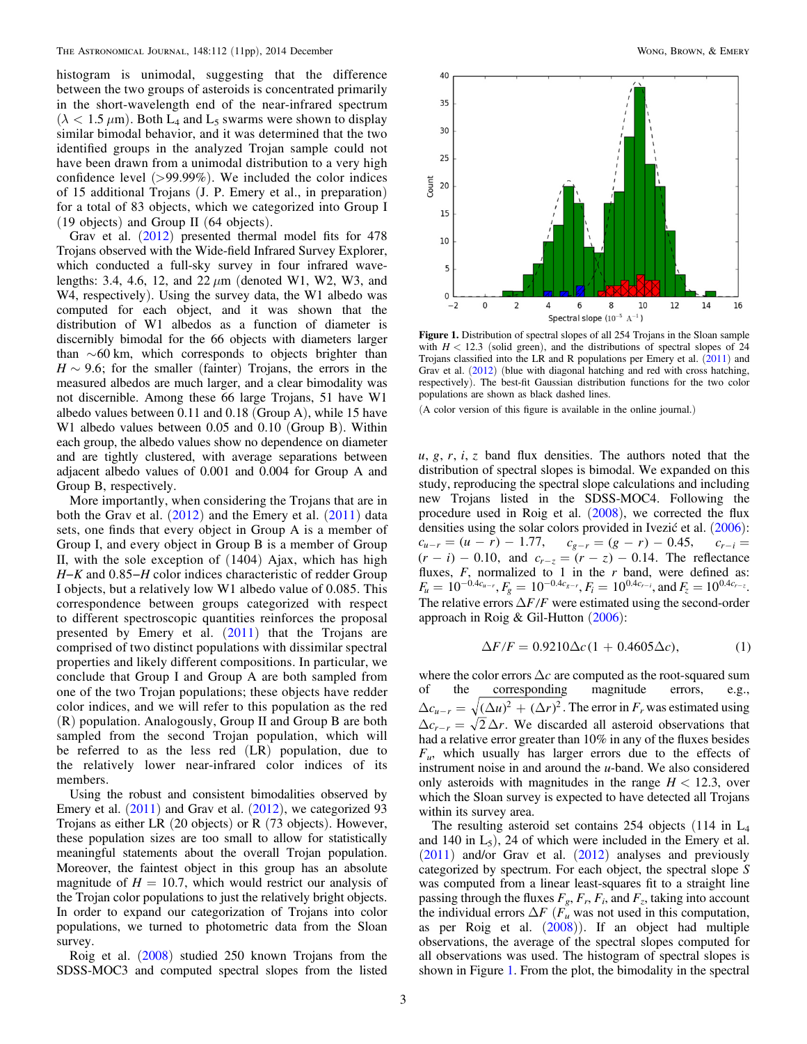histogram is unimodal, suggesting that the difference between the two groups of asteroids is concentrated primarily in the short-wavelength end of the near-infrared spectrum ($\lambda < 1.5\,\mu$m). Both $L_4$ and $L_5$ swarms were shown to display similar bimodal behavior, and it was determined that the two identified groups in the analyzed Trojan sample could not have been drawn from a unimodal distribution to a very high confidence level (>99.99%). We included the color indices of 15 additional Trojans (J. P. Emery et al., in preparation) for a total of 83 objects, which we categorized into Group I (19 objects) and Group II (64 objects).

Grav et al. (2012) presented thermal model fits for 478 Trojans observed with the Wide-field Infrared Survey Explorer, which conducted a full-sky survey in four infrared wavelengths: 3.4, 4.6, 12, and 22 $\mu$m (denoted W1, W2, W3, and W4, respectively). Using the survey data, the W1 albedo was computed for each object, and it was shown that the distribution of W1 albedos as a function of diameter is discernibly bimodal for the 66 objects with diameters larger than $\sim$60 km, which corresponds to objects brighter than $H \sim 9.6$; for the smaller (fainter) Trojans, the errors in the measured albedos are much larger, and a clear bimodality was not discernible. Among these 66 large Trojans, 51 have W1 albedo values between 0.11 and 0.18 (Group A), while 15 have W1 albedo values between 0.05 and 0.10 (Group B). Within each group, the albedo values show no dependence on diameter and are tightly clustered, with average separations between adjacent albedo values of 0.001 and 0.004 for Group A and Group B, respectively.

More importantly, when considering the Trojans that are in both the Grav et al. (2012) and the Emery et al. (2011) data sets, one finds that every object in Group A is a member of Group I, and every object in Group B is a member of Group II, with the sole exception of (1404) Ajax, which has high $H$–$K$ and 0.85–$H$ color indices characteristic of redder Group I objects, but a relatively low W1 albedo value of 0.085. This correspondence between groups categorized with respect to different spectroscopic quantities reinforces the proposal presented by Emery et al. (2011) that the Trojans are comprised of two distinct populations with dissimilar spectral properties and likely different compositions. In particular, we conclude that Group I and Group A are both sampled from one of the two Trojan populations; these objects have redder color indices, and we will refer to this population as the red (R) population. Analogously, Group II and Group B are both sampled from the second Trojan population, which will be referred to as the less red (LR) population, due to the relatively lower near-infrared color indices of its members.

Using the robust and consistent bimodalities observed by Emery et al. (2011) and Grav et al. (2012), we categorized 93 Trojans as either LR (20 objects) or R (73 objects). However, these population sizes are too small to allow for statistically meaningful statements about the overall Trojan population. Moreover, the faintest object in this group has an absolute magnitude of $H = 10.7$, which would restrict our analysis of the Trojan color populations to just the relatively bright objects. In order to expand our categorization of Trojans into color populations, we turned to photometric data from the Sloan survey.

Roig et al. (2008) studied 250 known Trojans from the SDSS-MOC3 and computed spectral slopes from the listed $u$, $g$, $r$, $i$, $z$ band flux densities. The authors noted that the distribution of spectral slopes is bimodal. We expanded on this study, reproducing the spectral slope calculations and including new Trojans listed in the SDSS-MOC4. Following the procedure used in Roig et al. (2008), we corrected the flux densities using the solar colors provided in Ivezić et al. (2006): $c_{u-r} = (u - r) - 1.77$, $c_{g-r} = (g - r) - 0.45$, $c_{r-i} = (r - i) - 0.10$, and $c_{r-z} = (r - z) - 0.14$. The reflectance fluxes, $F$, normalized to 1 in the $r$ band, were defined as: $F_u = 10^{-0.4c_{u-r}}$, $F_g = 10^{-0.4c_{g-r}}$, $F_i = 10^{0.4c_{r-i}}$, and $F_z = 10^{0.4c_{r-z}}$. The relative errors $\Delta F/F$ were estimated using the second-order approach in Roig & Gil-Hutton (2006):

$$\Delta F/F = 0.9210\Delta c(1 + 0.4605\Delta c), \tag{1}$$

where the color errors $\Delta c$ are computed as the root-squared sum of the corresponding magnitude errors, e.g., $\Delta c_{u-r} = \sqrt{(\Delta u)^2 + (\Delta r)^2}$. The error in $F_r$ was estimated using $\Delta c_{r-r} = \sqrt{2}\,\Delta r$. We discarded all asteroid observations that had a relative error greater than 10% in any of the fluxes besides $F_u$, which usually has larger errors due to the effects of instrument noise in and around the $u$-band. We also considered only asteroids with magnitudes in the range $H < 12.3$, over which the Sloan survey is expected to have detected all Trojans within its survey area.

The resulting asteroid set contains 254 objects (114 in $L_4$ and 140 in $L_5$), 24 of which were included in the Emery et al. (2011) and/or Grav et al. (2012) analyses and previously categorized by spectrum. For each object, the spectral slope $S$ was computed from a linear least-squares fit to a straight line passing through the fluxes $F_g$, $F_r$, $F_i$, and $F_z$, taking into account the individual errors $\Delta F$ ($F_u$ was not used in this computation, as per Roig et al. (2008)). If an object had multiple observations, the average of the spectral slopes computed for all observations was used. The histogram of spectral slopes is shown in Figure 1. From the plot, the bimodality in the spectral

**Figure 1.** Distribution of spectral slopes of all 254 Trojans in the Sloan sample with $H < 12.3$ (solid green), and the distributions of spectral slopes of 24 Trojans classified into the LR and R populations per Emery et al. (2011) and Grav et al. (2012) (blue with diagonal hatching and red with cross hatching, respectively). The best-fit Gaussian distribution functions for the two color populations are shown as black dashed lines.

(A color version of this figure is available in the online journal.)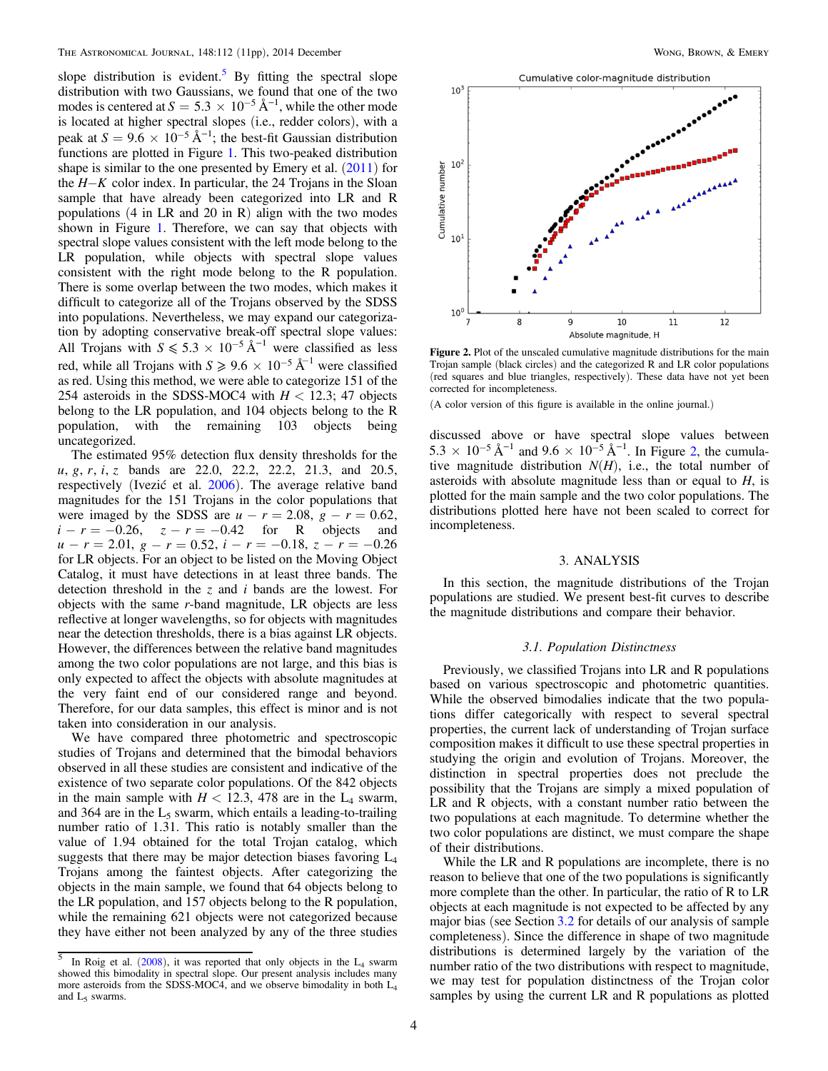slope distribution is evident.[5] By fitting the spectral slope distribution with two Gaussians, we found that one of the two modes is centered at $S = 5.3 \times 10^{-5}$ Å$^{-1}$, while the other mode is located at higher spectral slopes (i.e., redder colors), with a peak at $S = 9.6 \times 10^{-5}$ Å$^{-1}$; the best-fit Gaussian distribution functions are plotted in Figure 1. This two-peaked distribution shape is similar to the one presented by Emery et al. (2011) for the $H-K$ color index. In particular, the 24 Trojans in the Sloan sample that have already been categorized into LR and R populations (4 in LR and 20 in R) align with the two modes shown in Figure 1. Therefore, we can say that objects with spectral slope values consistent with the left mode belong to the LR population, while objects with spectral slope values consistent with the right mode belong to the R population. There is some overlap between the two modes, which makes it difficult to categorize all of the Trojans observed by the SDSS into populations. Nevertheless, we may expand our categorization by adopting conservative break-off spectral slope values: All Trojans with $S \leqslant 5.3 \times 10^{-5}$ Å$^{-1}$ were classified as less red, while all Trojans with $S \geqslant 9.6 \times 10^{-5}$ Å$^{-1}$ were classified as red. Using this method, we were able to categorize 151 of the 254 asteroids in the SDSS-MOC4 with $H < 12.3$; 47 objects belong to the LR population, and 104 objects belong to the R population, with the remaining 103 objects being uncategorized.

The estimated 95% detection flux density thresholds for the $u$, $g$, $r$, $i$, $z$ bands are 22.0, 22.2, 22.2, 21.3, and 20.5, respectively (Ivezić et al. 2006). The average relative band magnitudes for the 151 Trojans in the color populations that were imaged by the SDSS are $u - r = 2.08$, $g - r = 0.62$, $i - r = -0.26$, $z - r = -0.42$ for R objects and $u - r = 2.01$, $g - r = 0.52$, $i - r = -0.18$, $z - r = -0.26$ for LR objects. For an object to be listed on the Moving Object Catalog, it must have detections in at least three bands. The detection threshold in the $z$ and $i$ bands are the lowest. For objects with the same $r$-band magnitude, LR objects are less reflective at longer wavelengths, so for objects with magnitudes near the detection thresholds, there is a bias against LR objects. However, the differences between the relative band magnitudes among the two color populations are not large, and this bias is only expected to affect the objects with absolute magnitudes at the very faint end of our considered range and beyond. Therefore, for our data samples, this effect is minor and is not taken into consideration in our analysis.

We have compared three photometric and spectroscopic studies of Trojans and determined that the bimodal behaviors observed in all these studies are consistent and indicative of the existence of two separate color populations. Of the 842 objects in the main sample with $H < 12.3$, 478 are in the $L_4$ swarm, and 364 are in the $L_5$ swarm, which entails a leading-to-trailing number ratio of 1.31. This ratio is notably smaller than the value of 1.94 obtained for the total Trojan catalog, which suggests that there may be major detection biases favoring $L_4$ Trojans among the faintest objects. After categorizing the objects in the main sample, we found that 64 objects belong to the LR population, and 157 objects belong to the R population, while the remaining 621 objects were not categorized because they have either not been analyzed by any of the three studies discussed above or have spectral slope values between $5.3 \times 10^{-5}$ Å$^{-1}$ and $9.6 \times 10^{-5}$ Å$^{-1}$. In Figure 2, the cumulative magnitude distribution $N(H)$, i.e., the total number of asteroids with absolute magnitude less than or equal to $H$, is plotted for the main sample and the two color populations. The distributions plotted here have not been scaled to correct for incompleteness.

**Figure 2.** Plot of the unscaled cumulative magnitude distributions for the main Trojan sample (black circles) and the categorized R and LR color populations (red squares and blue triangles, respectively). These data have not yet been corrected for incompleteness.

(A color version of this figure is available in the online journal.)

## 3. ANALYSIS

In this section, the magnitude distributions of the Trojan populations are studied. We present best-fit curves to describe the magnitude distributions and compare their behavior.

### 3.1. Population Distinctness

Previously, we classified Trojans into LR and R populations based on various spectroscopic and photometric quantities. While the observed bimodalies indicate that the two populations differ categorically with respect to several spectral properties, the current lack of understanding of Trojan surface composition makes it difficult to use these spectral properties in studying the origin and evolution of Trojans. Moreover, the distinction in spectral properties does not preclude the possibility that the Trojans are simply a mixed population of LR and R objects, with a constant number ratio between the two populations at each magnitude. To determine whether the two color populations are distinct, we must compare the shape of their distributions.

While the LR and R populations are incomplete, there is no reason to believe that one of the two populations is significantly more complete than the other. In particular, the ratio of R to LR objects at each magnitude is not expected to be affected by any major bias (see Section 3.2 for details of our analysis of sample completeness). Since the difference in shape of two magnitude distributions is determined largely by the variation of the number ratio of the two distributions with respect to magnitude, we may test for population distinctness of the Trojan color samples by using the current LR and R populations as plotted

[5] In Roig et al. (2008), it was reported that only objects in the $L_4$ swarm showed this bimodality in spectral slope. Our present analysis includes many more asteroids from the SDSS-MOC4, and we observe bimodality in both $L_4$ and $L_5$ swarms.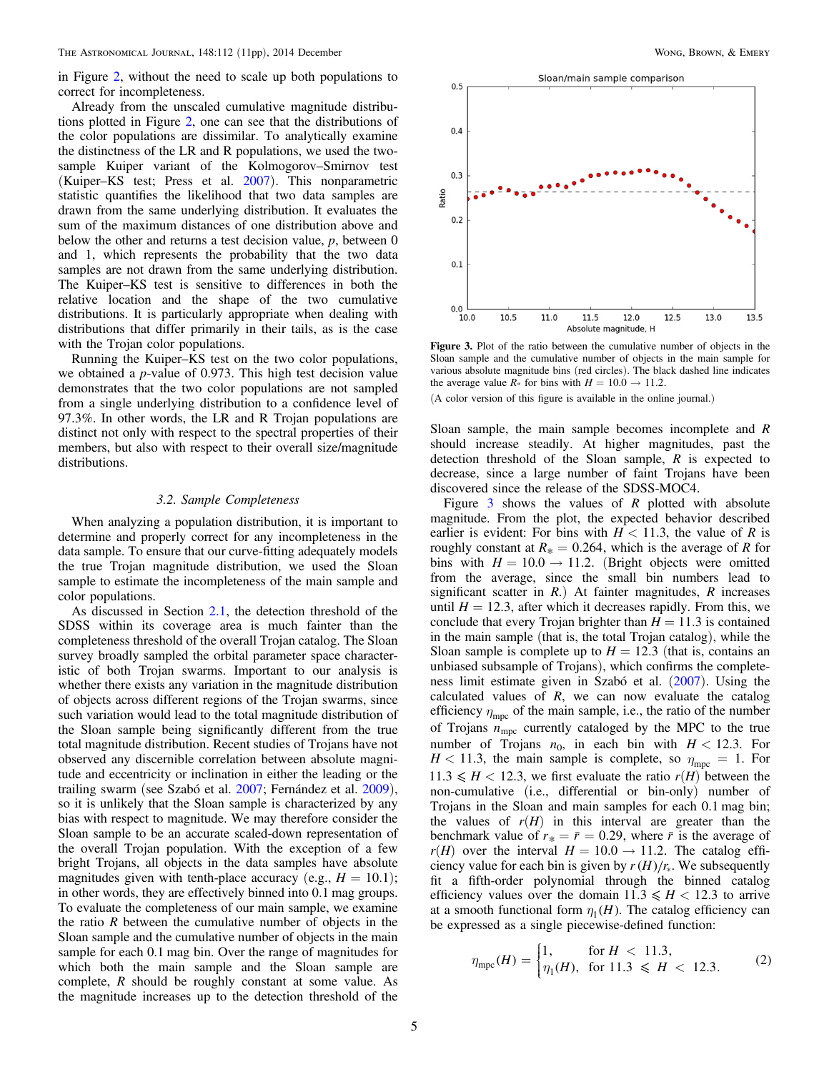in Figure 2, without the need to scale up both populations to correct for incompleteness.

Already from the unscaled cumulative magnitude distributions plotted in Figure 2, one can see that the distributions of the color populations are dissimilar. To analytically examine the distinctness of the LR and R populations, we used the two-sample Kuiper variant of the Kolmogorov–Smirnov test (Kuiper–KS test; Press et al. 2007). This nonparametric statistic quantifies the likelihood that two data samples are drawn from the same underlying distribution. It evaluates the sum of the maximum distances of one distribution above and below the other and returns a test decision value, $p$, between 0 and 1, which represents the probability that the two data samples are not drawn from the same underlying distribution. The Kuiper–KS test is sensitive to differences in both the relative location and the shape of the two cumulative distributions. It is particularly appropriate when dealing with distributions that differ primarily in their tails, as is the case with the Trojan color populations.

Running the Kuiper–KS test on the two color populations, we obtained a $p$-value of 0.973. This high test decision value demonstrates that the two color populations are not sampled from a single underlying distribution to a confidence level of 97.3%. In other words, the LR and R Trojan populations are distinct not only with respect to the spectral properties of their members, but also with respect to their overall size/magnitude distributions.

### 3.2. Sample Completeness

When analyzing a population distribution, it is important to determine and properly correct for any incompleteness in the data sample. To ensure that our curve-fitting adequately models the true Trojan magnitude distribution, we used the Sloan sample to estimate the incompleteness of the main sample and color populations.

As discussed in Section 2.1, the detection threshold of the SDSS within its coverage area is much fainter than the completeness threshold of the overall Trojan catalog. The Sloan survey broadly sampled the orbital parameter space characteristic of both Trojan swarms. Important to our analysis is whether there exists any variation in the magnitude distribution of objects across different regions of the Trojan swarms, since such variation would lead to the total magnitude distribution of the Sloan sample being significantly different from the true total magnitude distribution. Recent studies of Trojans have not observed any discernible correlation between absolute magnitude and eccentricity or inclination in either the leading or the trailing swarm (see Szabó et al. 2007; Fernández et al. 2009), so it is unlikely that the Sloan sample is characterized by any bias with respect to magnitude. We may therefore consider the Sloan sample to be an accurate scaled-down representation of the overall Trojan population. With the exception of a few bright Trojans, all objects in the data samples have absolute magnitudes given with tenth-place accuracy (e.g., $H = 10.1$); in other words, they are effectively binned into 0.1 mag groups. To evaluate the completeness of our main sample, we examine the ratio $R$ between the cumulative number of objects in the Sloan sample and the cumulative number of objects in the main sample for each 0.1 mag bin. Over the range of magnitudes for which both the main sample and the Sloan sample are complete, $R$ should be roughly constant at some value. As the magnitude increases up to the detection threshold of the Sloan sample, the main sample becomes incomplete and $R$ should increase steadily. At higher magnitudes, past the detection threshold of the Sloan sample, $R$ is expected to decrease, since a large number of faint Trojans have been discovered since the release of the SDSS-MOC4.

Figure 3. Plot of the ratio between the cumulative number of objects in the Sloan sample and the cumulative number of objects in the main sample for various absolute magnitude bins (red circles). The black dashed line indicates the average value $R_*$ for bins with $H = 10.0 \rightarrow 11.2$.

(A color version of this figure is available in the online journal.)

Figure 3 shows the values of $R$ plotted with absolute magnitude. From the plot, the expected behavior described earlier is evident: For bins with $H < 11.3$, the value of $R$ is roughly constant at $R_* = 0.264$, which is the average of $R$ for bins with $H = 10.0 \rightarrow 11.2$. (Bright objects were omitted from the average, since the small bin numbers lead to significant scatter in $R$.) At fainter magnitudes, $R$ increases until $H = 12.3$, after which it decreases rapidly. From this, we conclude that every Trojan brighter than $H = 11.3$ is contained in the main sample (that is, the total Trojan catalog), while the Sloan sample is complete up to $H = 12.3$ (that is, contains an unbiased subsample of Trojans), which confirms the completeness limit estimate given in Szabó et al. (2007). Using the calculated values of $R$, we can now evaluate the catalog efficiency $\eta_{\rm mpc}$ of the main sample, i.e., the ratio of the number of Trojans $n_{\rm mpc}$ currently cataloged by the MPC to the true number of Trojans $n_0$, in each bin with $H < 12.3$. For $H < 11.3$, the main sample is complete, so $\eta_{\rm mpc} = 1$. For $11.3 \leqslant H < 12.3$, we first evaluate the ratio $r(H)$ between the non-cumulative (i.e., differential or bin-only) number of Trojans in the Sloan and main samples for each 0.1 mag bin; the values of $r(H)$ in this interval are greater than the benchmark value of $r_* = \bar{r} = 0.29$, where $\bar{r}$ is the average of $r(H)$ over the interval $H = 10.0 \rightarrow 11.2$. The catalog efficiency value for each bin is given by $r(H)/r_*$. We subsequently fit a fifth-order polynomial through the binned catalog efficiency values over the domain $11.3 \leqslant H < 12.3$ to arrive at a smooth functional form $\eta_1(H)$. The catalog efficiency can be expressed as a single piecewise-defined function:

$$\eta_{\rm mpc}(H) = \begin{cases} 1, & \text{for } H < 11.3, \\ \eta_1(H), & \text{for } 11.3 \leqslant H < 12.3. \end{cases} \quad (2)$$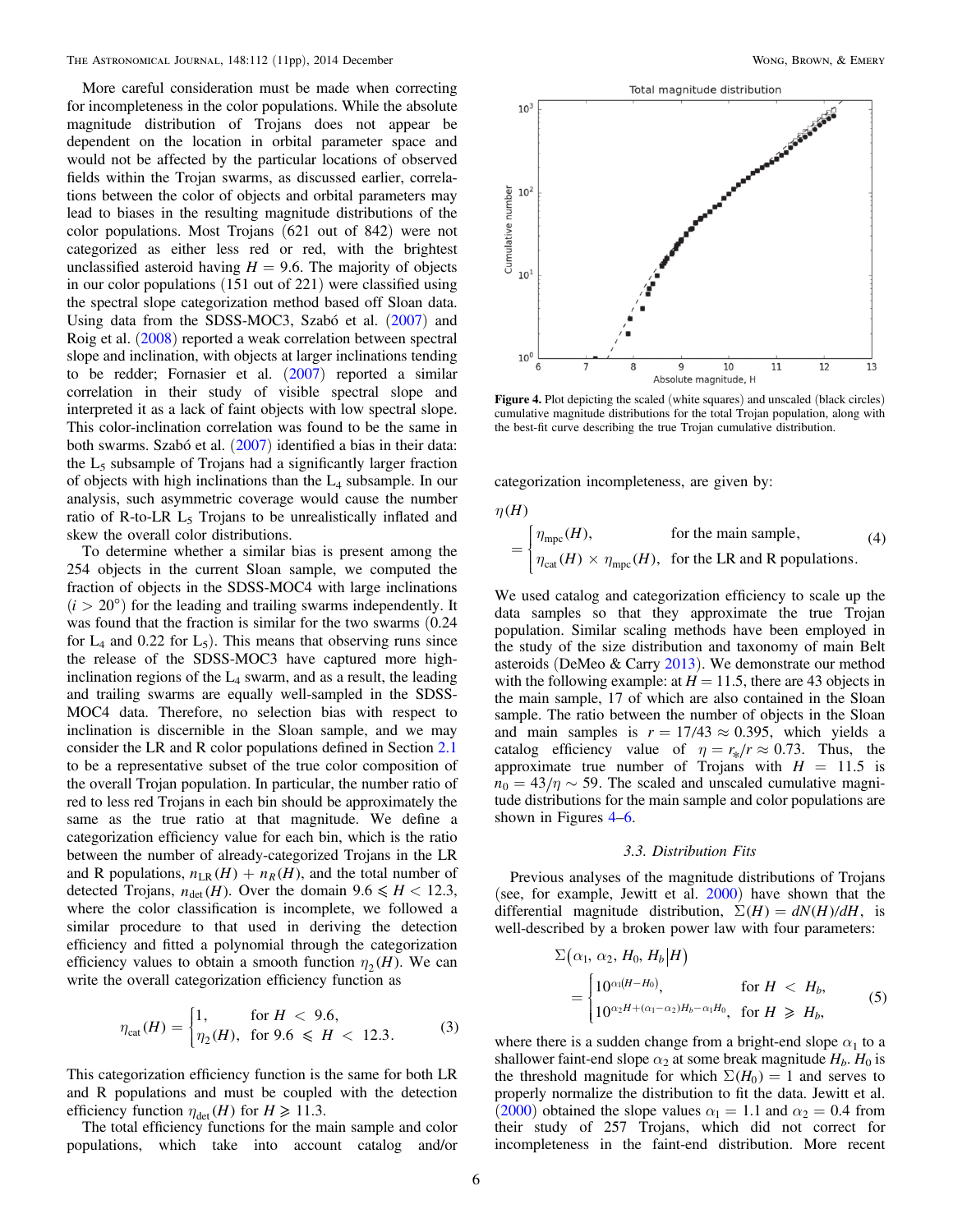More careful consideration must be made when correcting for incompleteness in the color populations. While the absolute magnitude distribution of Trojans does not appear be dependent on the location in orbital parameter space and would not be affected by the particular locations of observed fields within the Trojan swarms, as discussed earlier, correlations between the color of objects and orbital parameters may lead to biases in the resulting magnitude distributions of the color populations. Most Trojans (621 out of 842) were not categorized as either less red or red, with the brightest unclassified asteroid having $H = 9.6$. The majority of objects in our color populations (151 out of 221) were classified using the spectral slope categorization method based off Sloan data. Using data from the SDSS-MOC3, Szabó et al. (2007) and Roig et al. (2008) reported a weak correlation between spectral slope and inclination, with objects at larger inclinations tending to be redder; Fornasier et al. (2007) reported a similar correlation in their study of visible spectral slope and interpreted it as a lack of faint objects with low spectral slope. This color-inclination correlation was found to be the same in both swarms. Szabó et al. (2007) identified a bias in their data: the $L_5$ subsample of Trojans had a significantly larger fraction of objects with high inclinations than the $L_4$ subsample. In our analysis, such asymmetric coverage would cause the number ratio of R-to-LR $L_5$ Trojans to be unrealistically inflated and skew the overall color distributions.

To determine whether a similar bias is present among the 254 objects in the current Sloan sample, we computed the fraction of objects in the SDSS-MOC4 with large inclinations ($i > 20°$) for the leading and trailing swarms independently. It was found that the fraction is similar for the two swarms (0.24 for $L_4$ and 0.22 for $L_5$). This means that observing runs since the release of the SDSS-MOC3 have captured more high-inclination regions of the $L_4$ swarm, and as a result, the leading and trailing swarms are equally well-sampled in the SDSS-MOC4 data. Therefore, no selection bias with respect to inclination is discernible in the Sloan sample, and we may consider the LR and R color populations defined in Section 2.1 to be a representative subset of the true color composition of the overall Trojan population. In particular, the number ratio of red to less red Trojans in each bin should be approximately the same as the true ratio at that magnitude. We define a categorization efficiency value for each bin, which is the ratio between the number of already-categorized Trojans in the LR and R populations, $n_{\rm LR}(H) + n_R(H)$, and the total number of detected Trojans, $n_{\rm det}(H)$. Over the domain $9.6 \leqslant H < 12.3$, where the color classification is incomplete, we followed a similar procedure to that used in deriving the detection efficiency and fitted a polynomial through the categorization efficiency values to obtain a smooth function $\eta_2(H)$. We can write the overall categorization efficiency function as

$$\eta_{\rm cat}(H) = \begin{cases} 1, & \text{for } H < 9.6, \\ \eta_2(H), & \text{for } 9.6 \leqslant H < 12.3. \end{cases} \tag{3}$$

This categorization efficiency function is the same for both LR and R populations and must be coupled with the detection efficiency function $\eta_{\rm det}(H)$ for $H \geqslant 11.3$.

The total efficiency functions for the main sample and color populations, which take into account catalog and/or categorization incompleteness, are given by:

$$\eta(H) = \begin{cases} \eta_{\rm mpc}(H), & \text{for the main sample,} \\ \eta_{\rm cat}(H) \times \eta_{\rm mpc}(H), & \text{for the LR and R populations.} \end{cases} \tag{4}$$

We used catalog and categorization efficiency to scale up the data samples so that they approximate the true Trojan population. Similar scaling methods have been employed in the study of the size distribution and taxonomy of main Belt asteroids (DeMeo & Carry 2013). We demonstrate our method with the following example: at $H = 11.5$, there are 43 objects in the main sample, 17 of which are also contained in the Sloan sample. The ratio between the number of objects in the Sloan and main samples is $r = 17/43 \approx 0.395$, which yields a catalog efficiency value of $\eta = r_*/r \approx 0.73$. Thus, the approximate true number of Trojans with $H = 11.5$ is $n_0 = 43/\eta \sim 59$. The scaled and unscaled cumulative magnitude distributions for the main sample and color populations are shown in Figures 4–6.

**Figure 4.** Plot depicting the scaled (white squares) and unscaled (black circles) cumulative magnitude distributions for the total Trojan population, along with the best-fit curve describing the true Trojan cumulative distribution.

### 3.3. Distribution Fits

Previous analyses of the magnitude distributions of Trojans (see, for example, Jewitt et al. 2000) have shown that the differential magnitude distribution, $\Sigma(H) = dN(H)/dH$, is well-described by a broken power law with four parameters:

$$\Sigma(\alpha_1, \alpha_2, H_0, H_b | H) = \begin{cases} 10^{\alpha_1(H-H_0)}, & \text{for } H < H_b, \\ 10^{\alpha_2 H + (\alpha_1 - \alpha_2)H_b - \alpha_1 H_0}, & \text{for } H \geqslant H_b, \end{cases} \tag{5}$$

where there is a sudden change from a bright-end slope $\alpha_1$ to a shallower faint-end slope $\alpha_2$ at some break magnitude $H_b$. $H_0$ is the threshold magnitude for which $\Sigma(H_0) = 1$ and serves to properly normalize the distribution to fit the data. Jewitt et al. (2000) obtained the slope values $\alpha_1 = 1.1$ and $\alpha_2 = 0.4$ from their study of 257 Trojans, which did not correct for incompleteness in the faint-end distribution. More recent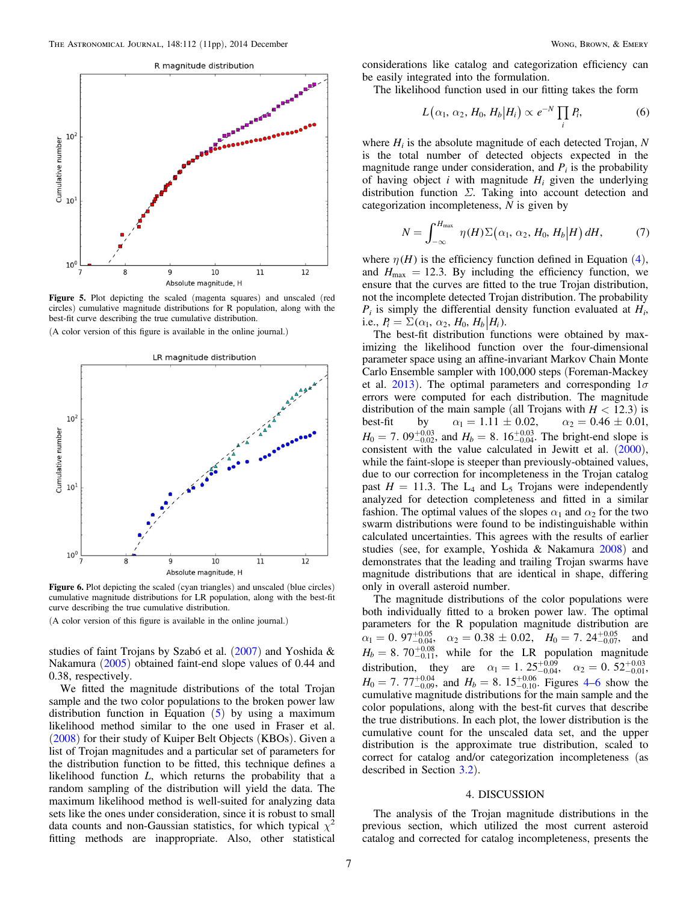**Figure 5.** Plot depicting the scaled (magenta squares) and unscaled (red circles) cumulative magnitude distributions for R population, along with the best-fit curve describing the true cumulative distribution.

(A color version of this figure is available in the online journal.)

**Figure 6.** Plot depicting the scaled (cyan triangles) and unscaled (blue circles) cumulative magnitude distributions for LR population, along with the best-fit curve describing the true cumulative distribution.

(A color version of this figure is available in the online journal.)

studies of faint Trojans by Szabó et al. (2007) and Yoshida & Nakamura (2005) obtained faint-end slope values of 0.44 and 0.38, respectively.

We fitted the magnitude distributions of the total Trojan sample and the two color populations to the broken power law distribution function in Equation (5) by using a maximum likelihood method similar to the one used in Fraser et al. (2008) for their study of Kuiper Belt Objects (KBOs). Given a list of Trojan magnitudes and a particular set of parameters for the distribution function to be fitted, this technique defines a likelihood function $L$, which returns the probability that a random sampling of the distribution will yield the data. The maximum likelihood method is well-suited for analyzing data sets like the ones under consideration, since it is robust to small data counts and non-Gaussian statistics, for which typical $\chi^2$ fitting methods are inappropriate. Also, other statistical considerations like catalog and categorization efficiency can be easily integrated into the formulation.

The likelihood function used in our fitting takes the form

$$L\left(\alpha_1, \alpha_2, H_0, H_b \middle| H_i\right) \propto e^{-N} \prod_i P_i, \tag{6}$$

where $H_i$ is the absolute magnitude of each detected Trojan, $N$ is the total number of detected objects expected in the magnitude range under consideration, and $P_i$ is the probability of having object $i$ with magnitude $H_i$ given the underlying distribution function $\Sigma$. Taking into account detection and categorization incompleteness, $N$ is given by

$$N = \int_{-\infty}^{H_{\max}} \eta(H) \Sigma\left(\alpha_1, \alpha_2, H_0, H_b \middle| H\right) dH, \tag{7}$$

where $\eta(H)$ is the efficiency function defined in Equation (4), and $H_{\max} = 12.3$. By including the efficiency function, we ensure that the curves are fitted to the true Trojan distribution, not the incomplete detected Trojan distribution. The probability $P_i$ is simply the differential density function evaluated at $H_i$, i.e., $P_i = \Sigma(\alpha_1, \alpha_2, H_0, H_b | H_i)$.

The best-fit distribution functions were obtained by maximizing the likelihood function over the four-dimensional parameter space using an affine-invariant Markov Chain Monte Carlo Ensemble sampler with 100,000 steps (Foreman-Mackey et al. 2013). The optimal parameters and corresponding $1\sigma$ errors were computed for each distribution. The magnitude distribution of the main sample (all Trojans with $H < 12.3$) is best-fit by $\alpha_1 = 1.11 \pm 0.02$, $\alpha_2 = 0.46 \pm 0.01$, $H_0 = 7.09^{+0.03}_{-0.02}$, and $H_b = 8.16^{+0.03}_{-0.04}$. The bright-end slope is consistent with the value calculated in Jewitt et al. (2000), while the faint-slope is steeper than previously-obtained values, due to our correction for incompleteness in the Trojan catalog past $H = 11.3$. The $L_4$ and $L_5$ Trojans were independently analyzed for detection completeness and fitted in a similar fashion. The optimal values of the slopes $\alpha_1$ and $\alpha_2$ for the two swarm distributions were found to be indistinguishable within calculated uncertainties. This agrees with the results of earlier studies (see, for example, Yoshida & Nakamura 2008) and demonstrates that the leading and trailing Trojan swarms have magnitude distributions that are identical in shape, differing only in overall asteroid number.

The magnitude distributions of the color populations were both individually fitted to a broken power law. The optimal parameters for the R population magnitude distribution are $\alpha_1 = 0.97^{+0.05}_{-0.04}$, $\alpha_2 = 0.38 \pm 0.02$, $H_0 = 7.24^{+0.05}_{-0.07}$, and $H_b = 8.70^{+0.08}_{-0.11}$, while for the LR population magnitude distribution, they are $\alpha_1 = 1.25^{+0.09}_{-0.04}$, $\alpha_2 = 0.52^{+0.03}_{-0.01}$, $H_0 = 7.77^{+0.04}_{-0.09}$, and $H_b = 8.15^{+0.06}_{-0.10}$. Figures 4–6 show the cumulative magnitude distributions for the main sample and the color populations, along with the best-fit curves that describe the true distributions. In each plot, the lower distribution is the cumulative count for the unscaled data set, and the upper distribution is the approximate true distribution, scaled to correct for catalog and/or categorization incompleteness (as described in Section 3.2).

## 4. DISCUSSION

The analysis of the Trojan magnitude distributions in the previous section, which utilized the most current asteroid catalog and corrected for catalog incompleteness, presents the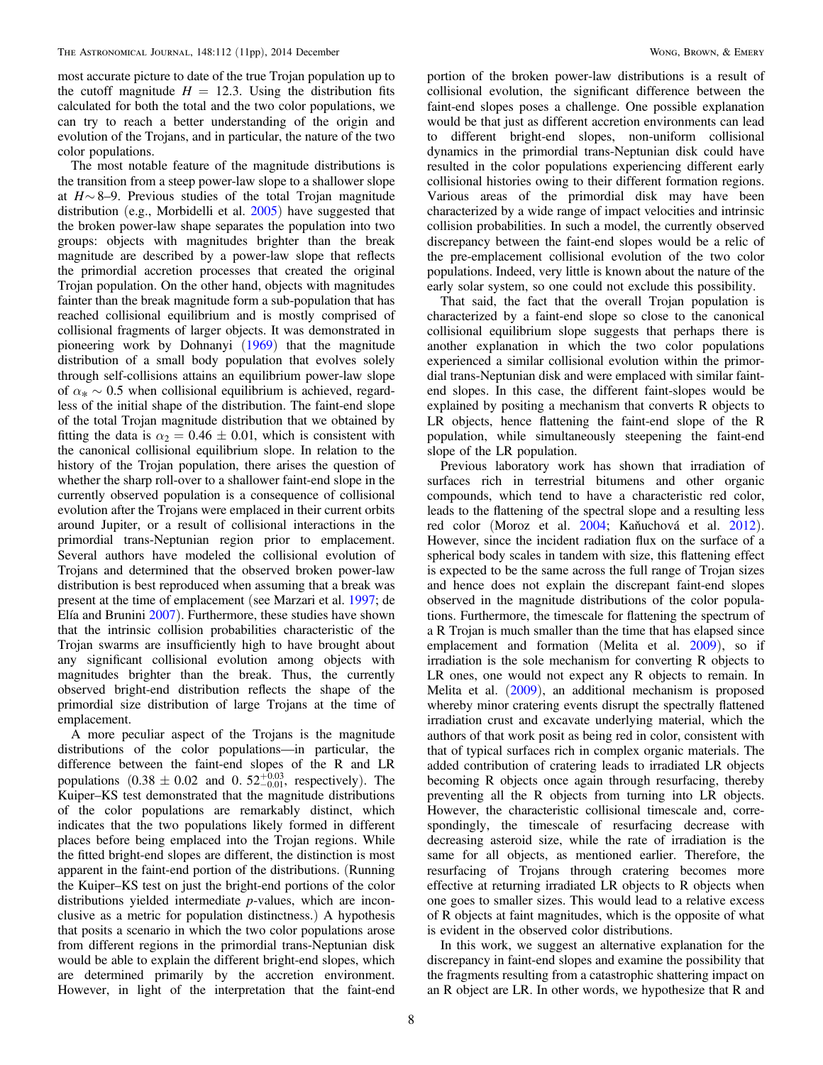most accurate picture to date of the true Trojan population up to the cutoff magnitude $H = 12.3$. Using the distribution fits calculated for both the total and the two color populations, we can try to reach a better understanding of the origin and evolution of the Trojans, and in particular, the nature of the two color populations.

The most notable feature of the magnitude distributions is the transition from a steep power-law slope to a shallower slope at $H \sim 8$–9. Previous studies of the total Trojan magnitude distribution (e.g., Morbidelli et al. 2005) have suggested that the broken power-law shape separates the population into two groups: objects with magnitudes brighter than the break magnitude are described by a power-law slope that reflects the primordial accretion processes that created the original Trojan population. On the other hand, objects with magnitudes fainter than the break magnitude form a sub-population that has reached collisional equilibrium and is mostly comprised of collisional fragments of larger objects. It was demonstrated in pioneering work by Dohnanyi (1969) that the magnitude distribution of a small body population that evolves solely through self-collisions attains an equilibrium power-law slope of $\alpha_* \sim 0.5$ when collisional equilibrium is achieved, regardless of the initial shape of the distribution. The faint-end slope of the total Trojan magnitude distribution that we obtained by fitting the data is $\alpha_2 = 0.46 \pm 0.01$, which is consistent with the canonical collisional equilibrium slope. In relation to the history of the Trojan population, there arises the question of whether the sharp roll-over to a shallower faint-end slope in the currently observed population is a consequence of collisional evolution after the Trojans were emplaced in their current orbits around Jupiter, or a result of collisional interactions in the primordial trans-Neptunian region prior to emplacement. Several authors have modeled the collisional evolution of Trojans and determined that the observed broken power-law distribution is best reproduced when assuming that a break was present at the time of emplacement (see Marzari et al. 1997; de Elía and Brunini 2007). Furthermore, these studies have shown that the intrinsic collision probabilities characteristic of the Trojan swarms are insufficiently high to have brought about any significant collisional evolution among objects with magnitudes brighter than the break. Thus, the currently observed bright-end distribution reflects the shape of the primordial size distribution of large Trojans at the time of emplacement.

A more peculiar aspect of the Trojans is the magnitude distributions of the color populations—in particular, the difference between the faint-end slopes of the R and LR populations ($0.38 \pm 0.02$ and $0.52^{+0.03}_{-0.01}$, respectively). The Kuiper–KS test determined that the magnitude distributions of the color populations are remarkably distinct, which indicates that the two populations likely formed in different places before being emplaced into the Trojan regions. While the fitted bright-end slopes are different, the distinction is most apparent in the faint-end portion of the distributions. (Running the Kuiper–KS test on just the bright-end portions of the color distributions yielded intermediate $p$-values, which are inconclusive as a metric for population distinctness.) A hypothesis that posits a scenario in which the two color populations arose from different regions in the primordial trans-Neptunian disk would be able to explain the different bright-end slopes, which are determined primarily by the accretion environment. However, in light of the interpretation that the faint-end portion of the broken power-law distributions is a result of collisional evolution, the significant difference between the faint-end slopes poses a challenge. One possible explanation would be that just as different accretion environments can lead to different bright-end slopes, non-uniform collisional dynamics in the primordial trans-Neptunian disk could have resulted in the color populations experiencing different early collisional histories owing to their different formation regions. Various areas of the primordial disk may have been characterized by a wide range of impact velocities and intrinsic collision probabilities. In such a model, the currently observed discrepancy between the faint-end slopes would be a relic of the pre-emplacement collisional evolution of the two color populations. Indeed, very little is known about the nature of the early solar system, so one could not exclude this possibility.

That said, the fact that the overall Trojan population is characterized by a faint-end slope so close to the canonical collisional equilibrium slope suggests that perhaps there is another explanation in which the two color populations experienced a similar collisional evolution within the primordial trans-Neptunian disk and were emplaced with similar faint-end slopes. In this case, the different faint-slopes would be explained by positing a mechanism that converts R objects to LR objects, hence flattening the faint-end slope of the R population, while simultaneously steepening the faint-end slope of the LR population.

Previous laboratory work has shown that irradiation of surfaces rich in terrestrial bitumens and other organic compounds, which tend to have a characteristic red color, leads to the flattening of the spectral slope and a resulting less red color (Moroz et al. 2004; Kaňuchová et al. 2012). However, since the incident radiation flux on the surface of a spherical body scales in tandem with size, this flattening effect is expected to be the same across the full range of Trojan sizes and hence does not explain the discrepant faint-end slopes observed in the magnitude distributions of the color populations. Furthermore, the timescale for flattening the spectrum of a R Trojan is much smaller than the time that has elapsed since emplacement and formation (Melita et al. 2009), so if irradiation is the sole mechanism for converting R objects to LR ones, one would not expect any R objects to remain. In Melita et al. (2009), an additional mechanism is proposed whereby minor cratering events disrupt the spectrally flattened irradiation crust and excavate underlying material, which the authors of that work posit as being red in color, consistent with that of typical surfaces rich in complex organic materials. The added contribution of cratering leads to irradiated LR objects becoming R objects once again through resurfacing, thereby preventing all the R objects from turning into LR objects. However, the characteristic collisional timescale and, correspondingly, the timescale of resurfacing decrease with decreasing asteroid size, while the rate of irradiation is the same for all objects, as mentioned earlier. Therefore, the resurfacing of Trojans through cratering becomes more effective at returning irradiated LR objects to R objects when one goes to smaller sizes. This would lead to a relative excess of R objects at faint magnitudes, which is the opposite of what is evident in the observed color distributions.

In this work, we suggest an alternative explanation for the discrepancy in faint-end slopes and examine the possibility that the fragments resulting from a catastrophic shattering impact on an R object are LR. In other words, we hypothesize that R and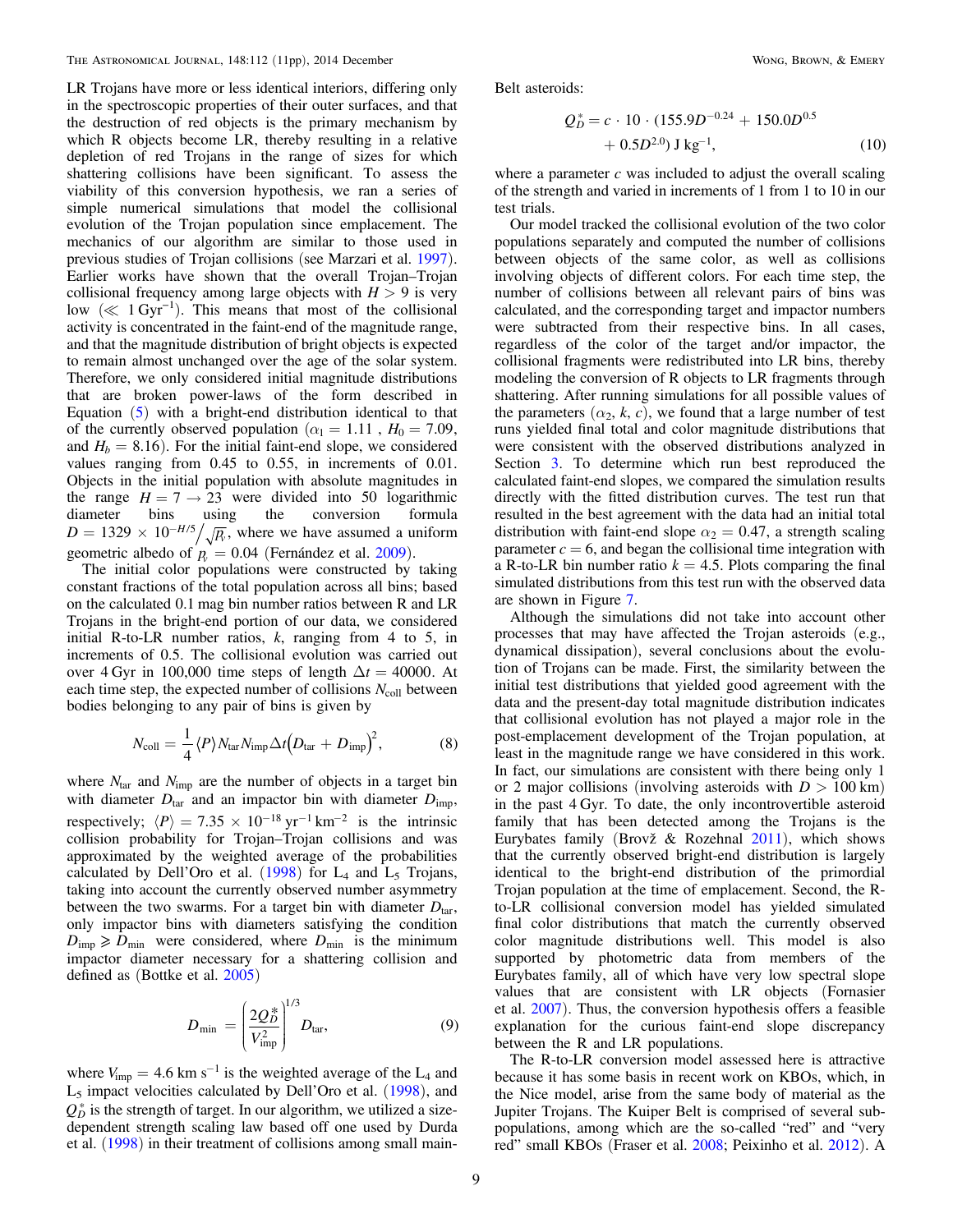LR Trojans have more or less identical interiors, differing only in the spectroscopic properties of their outer surfaces, and that the destruction of red objects is the primary mechanism by which R objects become LR, thereby resulting in a relative depletion of red Trojans in the range of sizes for which shattering collisions have been significant. To assess the viability of this conversion hypothesis, we ran a series of simple numerical simulations that model the collisional evolution of the Trojan population since emplacement. The mechanics of our algorithm are similar to those used in previous studies of Trojan collisions (see Marzari et al. 1997). Earlier works have shown that the overall Trojan–Trojan collisional frequency among large objects with $H > 9$ is very low ($\ll 1\,\mathrm{Gyr}^{-1}$). This means that most of the collisional activity is concentrated in the faint-end of the magnitude range, and that the magnitude distribution of bright objects is expected to remain almost unchanged over the age of the solar system. Therefore, we only considered initial magnitude distributions that are broken power-laws of the form described in Equation (5) with a bright-end distribution identical to that of the currently observed population ($\alpha_1 = 1.11$ , $H_0 = 7.09$, and $H_b = 8.16$). For the initial faint-end slope, we considered values ranging from 0.45 to 0.55, in increments of 0.01. Objects in the initial population with absolute magnitudes in the range $H = 7 \rightarrow 23$ were divided into 50 logarithmic diameter bins using the conversion formula $D = 1329 \times 10^{-H/5}\big/\sqrt{p_v}$, where we have assumed a uniform geometric albedo of $p_v = 0.04$ (Fernández et al. 2009).

The initial color populations were constructed by taking constant fractions of the total population across all bins; based on the calculated 0.1 mag bin number ratios between R and LR Trojans in the bright-end portion of our data, we considered initial R-to-LR number ratios, $k$, ranging from 4 to 5, in increments of 0.5. The collisional evolution was carried out over 4 Gyr in 100,000 time steps of length $\Delta t = 40000$. At each time step, the expected number of collisions $N_{\mathrm{coll}}$ between bodies belonging to any pair of bins is given by

$$N_{\mathrm{coll}} = \frac{1}{4}\langle P\rangle N_{\mathrm{tar}} N_{\mathrm{imp}} \Delta t \left(D_{\mathrm{tar}} + D_{\mathrm{imp}}\right)^2, \tag{8}$$

where $N_{\mathrm{tar}}$ and $N_{\mathrm{imp}}$ are the number of objects in a target bin with diameter $D_{\mathrm{tar}}$ and an impactor bin with diameter $D_{\mathrm{imp}}$, respectively; $\langle P\rangle = 7.35 \times 10^{-18}\,\mathrm{yr}^{-1}\,\mathrm{km}^{-2}$ is the intrinsic collision probability for Trojan–Trojan collisions and was approximated by the weighted average of the probabilities calculated by Dell'Oro et al. (1998) for $L_4$ and $L_5$ Trojans, taking into account the currently observed number asymmetry between the two swarms. For a target bin with diameter $D_{\mathrm{tar}}$, only impactor bins with diameters satisfying the condition $D_{\mathrm{imp}} \geqslant D_{\mathrm{min}}$ were considered, where $D_{\mathrm{min}}$ is the minimum impactor diameter necessary for a shattering collision and defined as (Bottke et al. 2005)

$$D_{\mathrm{min}} = \left(\frac{2Q_D^*}{V_{\mathrm{imp}}^2}\right)^{1/3} D_{\mathrm{tar}}, \tag{9}$$

where $V_{\mathrm{imp}} = 4.6\,\mathrm{km\,s}^{-1}$ is the weighted average of the $L_4$ and $L_5$ impact velocities calculated by Dell'Oro et al. (1998), and $Q_D^*$ is the strength of target. In our algorithm, we utilized a size-dependent strength scaling law based off one used by Durda et al. (1998) in their treatment of collisions among small main-Belt asteroids:

$$Q_D^* = c \cdot 10 \cdot (155.9D^{-0.24} + 150.0D^{0.5} + 0.5D^{2.0})\ \mathrm{J\,kg}^{-1}, \tag{10}$$

where a parameter $c$ was included to adjust the overall scaling of the strength and varied in increments of 1 from 1 to 10 in our test trials.

Our model tracked the collisional evolution of the two color populations separately and computed the number of collisions between objects of the same color, as well as collisions involving objects of different colors. For each time step, the number of collisions between all relevant pairs of bins was calculated, and the corresponding target and impactor numbers were subtracted from their respective bins. In all cases, regardless of the color of the target and/or impactor, the collisional fragments were redistributed into LR bins, thereby modeling the conversion of R objects to LR fragments through shattering. After running simulations for all possible values of the parameters ($\alpha_2$, $k$, $c$), we found that a large number of test runs yielded final total and color magnitude distributions that were consistent with the observed distributions analyzed in Section 3. To determine which run best reproduced the calculated faint-end slopes, we compared the simulation results directly with the fitted distribution curves. The test run that resulted in the best agreement with the data had an initial total distribution with faint-end slope $\alpha_2 = 0.47$, a strength scaling parameter $c = 6$, and began the collisional time integration with a R-to-LR bin number ratio $k = 4.5$. Plots comparing the final simulated distributions from this test run with the observed data are shown in Figure 7.

Although the simulations did not take into account other processes that may have affected the Trojan asteroids (e.g., dynamical dissipation), several conclusions about the evolution of Trojans can be made. First, the similarity between the initial test distributions that yielded good agreement with the data and the present-day total magnitude distribution indicates that collisional evolution has not played a major role in the post-emplacement development of the Trojan population, at least in the magnitude range we have considered in this work. In fact, our simulations are consistent with there being only 1 or 2 major collisions (involving asteroids with $D > 100$ km) in the past 4 Gyr. To date, the only incontrovertible asteroid family that has been detected among the Trojans is the Eurybates family (Brovž & Rozehnal 2011), which shows that the currently observed bright-end distribution is largely identical to the bright-end distribution of the primordial Trojan population at the time of emplacement. Second, the R-to-LR collisional conversion model has yielded simulated final color distributions that match the currently observed color magnitude distributions well. This model is also supported by photometric data from members of the Eurybates family, all of which have very low spectral slope values that are consistent with LR objects (Fornasier et al. 2007). Thus, the conversion hypothesis offers a feasible explanation for the curious faint-end slope discrepancy between the R and LR populations.

The R-to-LR conversion model assessed here is attractive because it has some basis in recent work on KBOs, which, in the Nice model, arise from the same body of material as the Jupiter Trojans. The Kuiper Belt is comprised of several sub-populations, among which are the so-called "red" and "very red" small KBOs (Fraser et al. 2008; Peixinho et al. 2012). A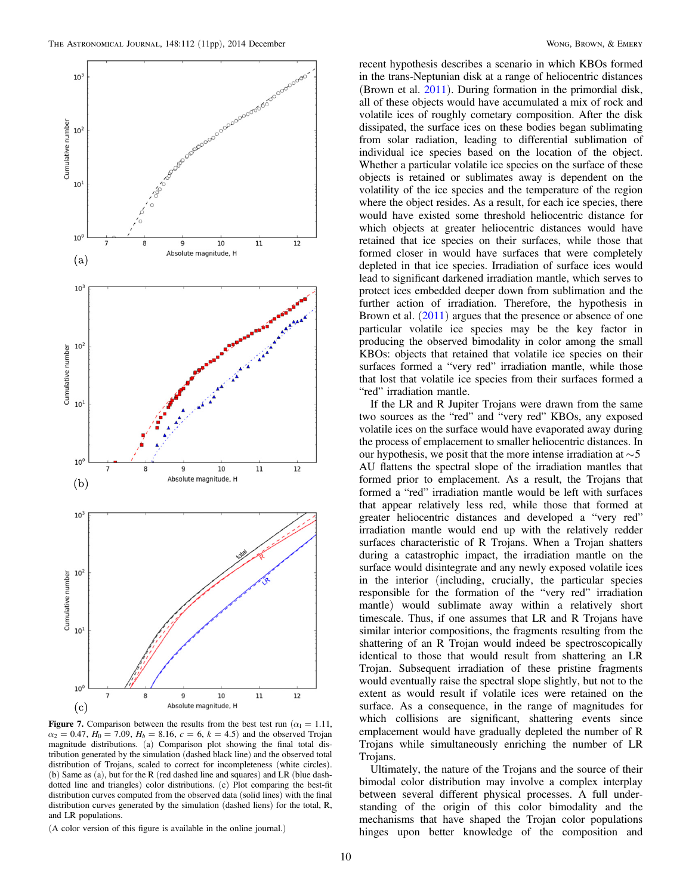Figure 7. Comparison between the results from the best test run ($\alpha_1 = 1.11$, $\alpha_2 = 0.47$, $H_0 = 7.09$, $H_b = 8.16$, $c = 6$, $k = 4.5$) and the observed Trojan magnitude distributions. (a) Comparison plot showing the final total distribution generated by the simulation (dashed black line) and the observed total distribution of Trojans, scaled to correct for incompleteness (white circles). (b) Same as (a), but for the R (red dashed line and squares) and LR (blue dash-dotted line and triangles) color distributions. (c) Plot comparing the best-fit distribution curves computed from the observed data (solid lines) with the final distribution curves generated by the simulation (dashed liens) for the total, R, and LR populations.

(A color version of this figure is available in the online journal.)

recent hypothesis describes a scenario in which KBOs formed in the trans-Neptunian disk at a range of heliocentric distances (Brown et al. 2011). During formation in the primordial disk, all of these objects would have accumulated a mix of rock and volatile ices of roughly cometary composition. After the disk dissipated, the surface ices on these bodies began sublimating from solar radiation, leading to differential sublimation of individual ice species based on the location of the object. Whether a particular volatile ice species on the surface of these objects is retained or sublimates away is dependent on the volatility of the ice species and the temperature of the region where the object resides. As a result, for each ice species, there would have existed some threshold heliocentric distance for which objects at greater heliocentric distances would have retained that ice species on their surfaces, while those that formed closer in would have surfaces that were completely depleted in that ice species. Irradiation of surface ices would lead to significant darkened irradiation mantle, which serves to protect ices embedded deeper down from sublimation and the further action of irradiation. Therefore, the hypothesis in Brown et al. (2011) argues that the presence or absence of one particular volatile ice species may be the key factor in producing the observed bimodality in color among the small KBOs: objects that retained that volatile ice species on their surfaces formed a "very red" irradiation mantle, while those that lost that volatile ice species from their surfaces formed a "red" irradiation mantle.

If the LR and R Jupiter Trojans were drawn from the same two sources as the "red" and "very red" KBOs, any exposed volatile ices on the surface would have evaporated away during the process of emplacement to smaller heliocentric distances. In our hypothesis, we posit that the more intense irradiation at ~5 AU flattens the spectral slope of the irradiation mantles that formed prior to emplacement. As a result, the Trojans that formed a "red" irradiation mantle would be left with surfaces that appear relatively less red, while those that formed at greater heliocentric distances and developed a "very red" irradiation mantle would end up with the relatively redder surfaces characteristic of R Trojans. When a Trojan shatters during a catastrophic impact, the irradiation mantle on the surface would disintegrate and any newly exposed volatile ices in the interior (including, crucially, the particular species responsible for the formation of the "very red" irradiation mantle) would sublimate away within a relatively short timescale. Thus, if one assumes that LR and R Trojans have similar interior compositions, the fragments resulting from the shattering of an R Trojan would indeed be spectroscopically identical to those that would result from shattering an LR Trojan. Subsequent irradiation of these pristine fragments would eventually raise the spectral slope slightly, but not to the extent as would result if volatile ices were retained on the surface. As a consequence, in the range of magnitudes for which collisions are significant, shattering events since emplacement would have gradually depleted the number of R Trojans while simultaneously enriching the number of LR Trojans.

Ultimately, the nature of the Trojans and the source of their bimodal color distribution may involve a complex interplay between several different physical processes. A full understanding of the origin of this color bimodality and the mechanisms that have shaped the Trojan color populations hinges upon better knowledge of the composition and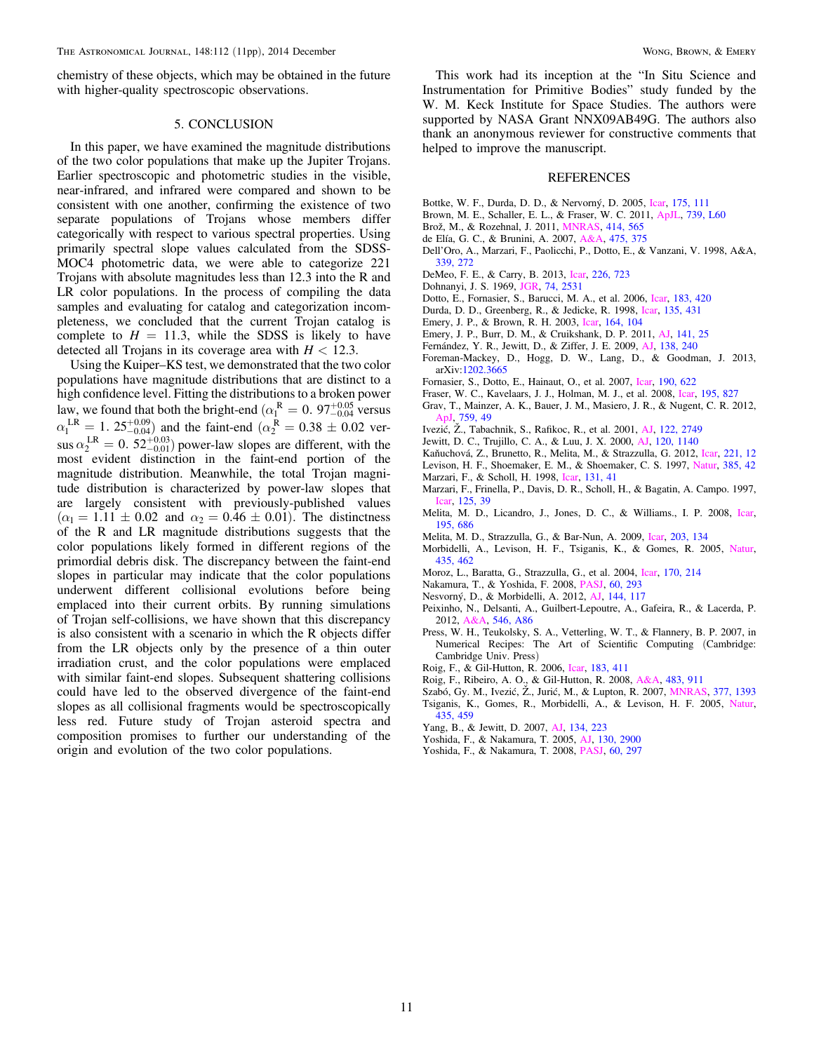chemistry of these objects, which may be obtained in the future with higher-quality spectroscopic observations.

## 5. CONCLUSION

In this paper, we have examined the magnitude distributions of the two color populations that make up the Jupiter Trojans. Earlier spectroscopic and photometric studies in the visible, near-infrared, and infrared were compared and shown to be consistent with one another, confirming the existence of two separate populations of Trojans whose members differ categorically with respect to various spectral properties. Using primarily spectral slope values calculated from the SDSS-MOC4 photometric data, we were able to categorize 221 Trojans with absolute magnitudes less than 12.3 into the R and LR color populations. In the process of compiling the data samples and evaluating for catalog and categorization incompleteness, we concluded that the current Trojan catalog is complete to $H = 11.3$, while the SDSS is likely to have detected all Trojans in its coverage area with $H < 12.3$.

Using the Kuiper–KS test, we demonstrated that the two color populations have magnitude distributions that are distinct to a high confidence level. Fitting the distributions to a broken power law, we found that both the bright-end ($\alpha_1^{\mathrm{R}} = 0.97^{+0.05}_{-0.04}$ versus $\alpha_1^{\mathrm{LR}} = 1.25^{+0.09}_{-0.04}$) and the faint-end ($\alpha_2^{\mathrm{R}} = 0.38 \pm 0.02$ versus $\alpha_2^{\mathrm{LR}} = 0.52^{+0.03}_{-0.01}$) power-law slopes are different, with the most evident distinction in the faint-end portion of the magnitude distribution. Meanwhile, the total Trojan magnitude distribution is characterized by power-law slopes that are largely consistent with previously-published values ($\alpha_1 = 1.11 \pm 0.02$ and $\alpha_2 = 0.46 \pm 0.01$). The distinctness of the R and LR magnitude distributions suggests that the color populations likely formed in different regions of the primordial debris disk. The discrepancy between the faint-end slopes in particular may indicate that the color populations underwent different collisional evolutions before being emplaced into their current orbits. By running simulations of Trojan self-collisions, we have shown that this discrepancy is also consistent with a scenario in which the R objects differ from the LR objects only by the presence of a thin outer irradiation crust, and the color populations were emplaced with similar faint-end slopes. Subsequent shattering collisions could have led to the observed divergence of the faint-end slopes as all collisional fragments would be spectroscopically less red. Future study of Trojan asteroid spectra and composition promises to further our understanding of the origin and evolution of the two color populations.

This work had its inception at the "In Situ Science and Instrumentation for Primitive Bodies" study funded by the W. M. Keck Institute for Space Studies. The authors were supported by NASA Grant NNX09AB49G. The authors also thank an anonymous reviewer for constructive comments that helped to improve the manuscript.

## REFERENCES

Bottke, W. F., Durda, D. D., & Nervorný, D. 2005, Icar, 175, 111
Brown, M. E., Schaller, E. L., & Fraser, W. C. 2011, ApJL, 739, L60
Brož, M., & Rozehnal, J. 2011, MNRAS, 414, 565
de Elía, G. C., & Brunini, A. 2007, A&A, 475, 375
Dell'Oro, A., Marzari, F., Paolicchi, P., Dotto, E., & Vanzani, V. 1998, A&A, 339, 272
DeMeo, F. E., & Carry, B. 2013, Icar, 226, 723
Dohnanyi, J. S. 1969, JGR, 74, 2531
Dotto, E., Fornasier, S., Barucci, M. A., et al. 2006, Icar, 183, 420
Durda, D. D., Greenberg, R., & Jedicke, R. 1998, Icar, 135, 431
Emery, J. P., & Brown, R. H. 2003, Icar, 164, 104
Emery, J. P., Burr, D. M., & Cruikshank, D. P. 2011, AJ, 141, 25
Fernández, Y. R., Jewitt, D., & Ziffer, J. E. 2009, AJ, 138, 240
Foreman-Mackey, D., Hogg, D. W., Lang, D., & Goodman, J. 2013, arXiv:1202.3665
Fornasier, S., Dotto, E., Hainaut, O., et al. 2007, Icar, 190, 622
Fraser, W. C., Kavelaars, J. J., Holman, M. J., et al. 2008, Icar, 195, 827
Grav, T., Mainzer, A. K., Bauer, J. M., Masiero, J. R., & Nugent, C. R. 2012, ApJ, 759, 49
Ivezić, Ž., Tabachnik, S., Rafikoc, R., et al. 2001, AJ, 122, 2749
Jewitt, D. C., Trujillo, C. A., & Luu, J. X. 2000, AJ, 120, 1140
Kaňuchová, Z., Brunetto, R., Melita, M., & Strazzulla, G. 2012, Icar, 221, 12
Levison, H. F., Shoemaker, E. M., & Shoemaker, C. S. 1997, Natur, 385, 42
Marzari, F., & Scholl, H. 1998, Icar, 131, 41
Marzari, F., Frinella, P., Davis, D. R., Scholl, H., & Bagatin, A. Campo. 1997, Icar, 125, 39
Melita, M. D., Licandro, J., Jones, D. C., & Williams., I. P. 2008, Icar, 195, 686
Melita, M. D., Strazzulla, G., & Bar-Nun, A. 2009, Icar, 203, 134
Morbidelli, A., Levison, H. F., Tsiganis, K., & Gomes, R. 2005, Natur, 435, 462
Moroz, L., Baratta, G., Strazzulla, G., et al. 2004, Icar, 170, 214
Nakamura, T., & Yoshida, F. 2008, PASJ, 60, 293
Nesvorný, D., & Morbidelli, A. 2012, AJ, 144, 117
Peixinho, N., Delsanti, A., Guilbert-Lepoutre, A., Gafeira, R., & Lacerda, P. 2012, A&A, 546, A86
Press, W. H., Teukolsky, S. A., Vetterling, W. T., & Flannery, B. P. 2007, in Numerical Recipes: The Art of Scientific Computing (Cambridge: Cambridge Univ. Press)
Roig, F., & Gil-Hutton, R. 2006, Icar, 183, 411
Roig, F., Ribeiro, A. O., & Gil-Hutton, R. 2008, A&A, 483, 911
Szabó, Gy. M., Ivezić, Ž., Jurić, M., & Lupton, R. 2007, MNRAS, 377, 1393
Tsiganis, K., Gomes, R., Morbidelli, A., & Levison, H. F. 2005, Natur, 435, 459
Yang, B., & Jewitt, D. 2007, AJ, 134, 223
Yoshida, F., & Nakamura, T. 2005, AJ, 130, 2900
Yoshida, F., & Nakamura, T. 2008, PASJ, 60, 297